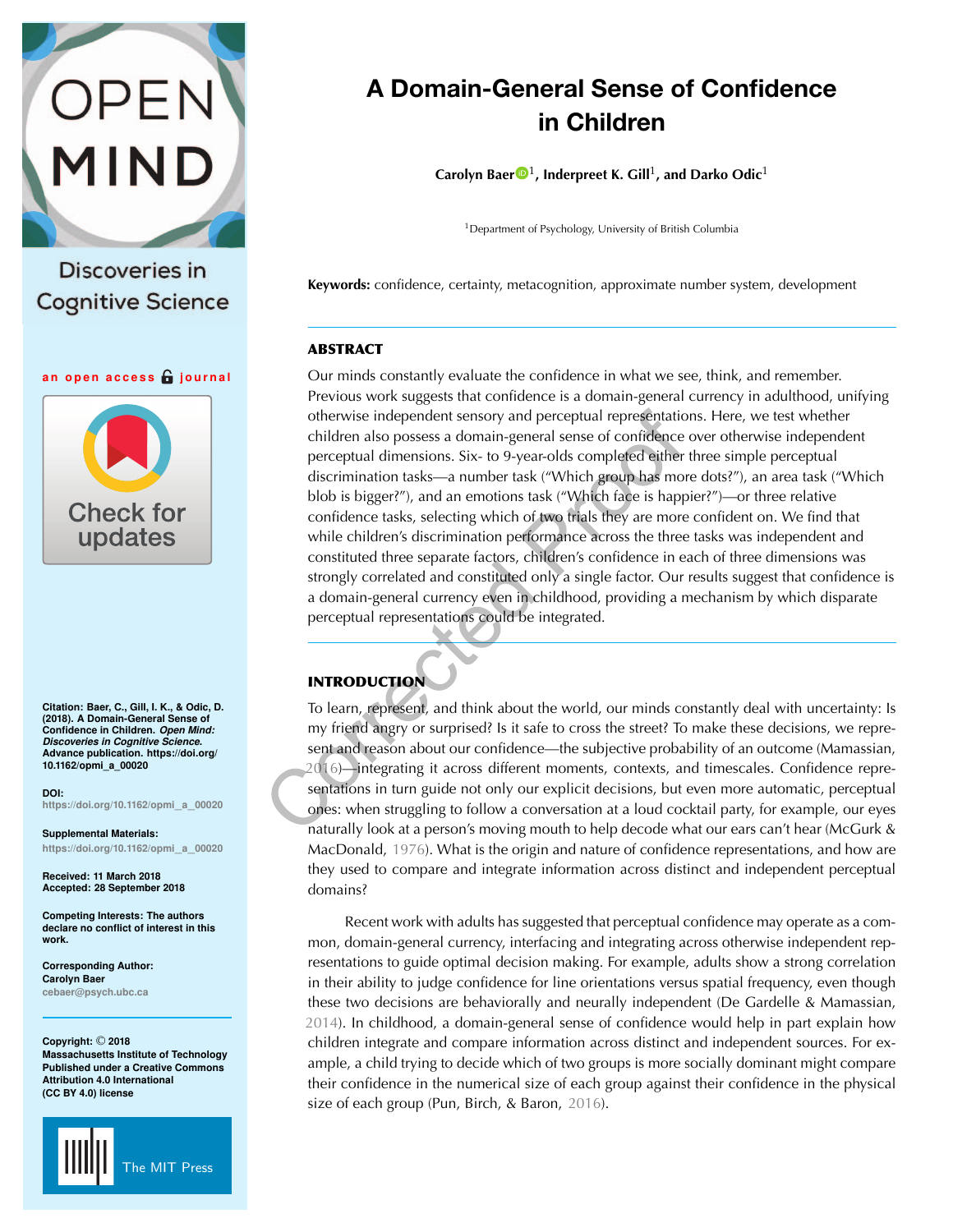# A Domain-General Sense of Confidence in Children

**Carolyn Baer**[1], **Inderpreet K. Gill**[1], **and Darko Odic**[1]

[1]Department of Psychology, University of British Columbia

**Keywords:** confidence, certainty, metacognition, approximate number system, development

## ABSTRACT

Our minds constantly evaluate the confidence in what we see, think, and remember. Previous work suggests that confidence is a domain-general currency in adulthood, unifying otherwise independent sensory and perceptual representations. Here, we test whether children also possess a domain-general sense of confidence over otherwise independent perceptual dimensions. Six- to 9-year-olds completed either three simple perceptual discrimination tasks—a number task ("Which group has more dots?"), an area task ("Which blob is bigger?"), and an emotions task ("Which face is happier?")—or three relative confidence tasks, selecting which of two trials they are more confident on. We find that while children's discrimination performance across the three tasks was independent and constituted three separate factors, children's confidence in each of three dimensions was strongly correlated and constituted only a single factor. Our results suggest that confidence is a domain-general currency even in childhood, providing a mechanism by which disparate perceptual representations could be integrated.

## INTRODUCTION

To learn, represent, and think about the world, our minds constantly deal with uncertainty: Is my friend angry or surprised? Is it safe to cross the street? To make these decisions, we represent and reason about our confidence—the subjective probability of an outcome (Mamassian, 2016)—integrating it across different moments, contexts, and timescales. Confidence representations in turn guide not only our explicit decisions, but even more automatic, perceptual ones: when struggling to follow a conversation at a loud cocktail party, for example, our eyes naturally look at a person's moving mouth to help decode what our ears can't hear (McGurk & MacDonald, 1976). What is the origin and nature of confidence representations, and how are they used to compare and integrate information across distinct and independent perceptual domains?

Recent work with adults has suggested that perceptual confidence may operate as a common, domain-general currency, interfacing and integrating across otherwise independent representations to guide optimal decision making. For example, adults show a strong correlation in their ability to judge confidence for line orientations versus spatial frequency, even though these two decisions are behaviorally and neurally independent (De Gardelle & Mamassian, 2014). In childhood, a domain-general sense of confidence would help in part explain how children integrate and compare information across distinct and independent sources. For example, a child trying to decide which of two groups is more socially dominant might compare their confidence in the numerical size of each group against their confidence in the physical size of each group (Pun, Birch, & Baron, 2016).

Citation: Baer, C., Gill, I. K., & Odic, D. (2018). A Domain-General Sense of Confidence in Children. *Open Mind: Discoveries in Cognitive Science*. Advance publication. https://doi.org/10.1162/opmi_a_00020

DOI: https://doi.org/10.1162/opmi_a_00020

Supplemental Materials: https://doi.org/10.1162/opmi_a_00020

Received: 11 March 2018
Accepted: 28 September 2018

Competing Interests: The authors declare no conflict of interest in this work.

Corresponding Author: Carolyn Baer cebaer@psych.ubc.ca

Copyright: © 2018 Massachusetts Institute of Technology Published under a Creative Commons Attribution 4.0 International (CC BY 4.0) license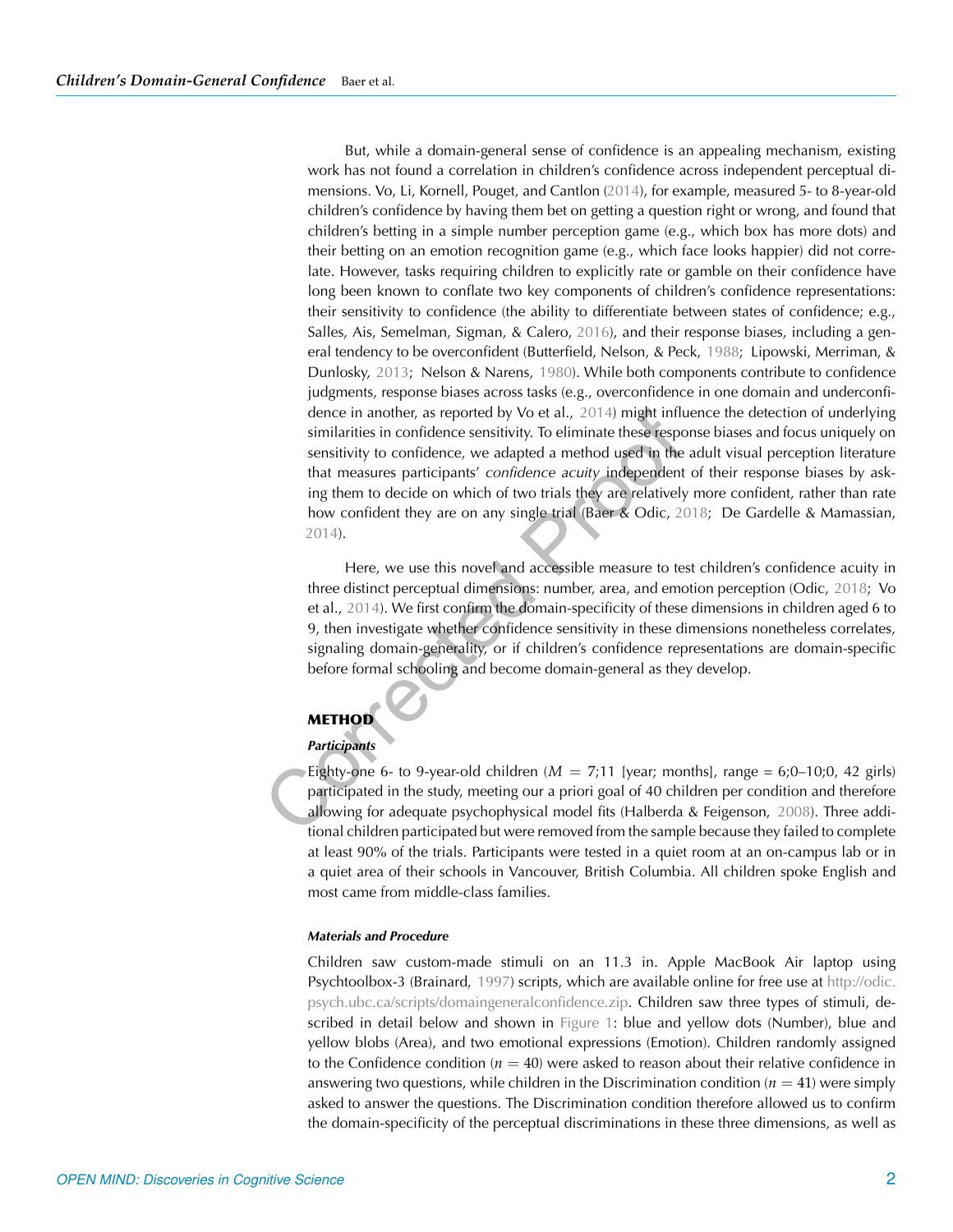But, while a domain-general sense of confidence is an appealing mechanism, existing work has not found a correlation in children's confidence across independent perceptual dimensions. Vo, Li, Kornell, Pouget, and Cantlon (2014), for example, measured 5- to 8-year-old children's confidence by having them bet on getting a question right or wrong, and found that children's betting in a simple number perception game (e.g., which box has more dots) and their betting on an emotion recognition game (e.g., which face looks happier) did not correlate. However, tasks requiring children to explicitly rate or gamble on their confidence have long been known to conflate two key components of children's confidence representations: their sensitivity to confidence (the ability to differentiate between states of confidence; e.g., Salles, Ais, Semelman, Sigman, & Calero, 2016), and their response biases, including a general tendency to be overconfident (Butterfield, Nelson, & Peck, 1988; Lipowski, Merriman, & Dunlosky, 2013; Nelson & Narens, 1980). While both components contribute to confidence judgments, response biases across tasks (e.g., overconfidence in one domain and underconfidence in another, as reported by Vo et al., 2014) might influence the detection of underlying similarities in confidence sensitivity. To eliminate these response biases and focus uniquely on sensitivity to confidence, we adapted a method used in the adult visual perception literature that measures participants' *confidence acuity* independent of their response biases by asking them to decide on which of two trials they are relatively more confident, rather than rate how confident they are on any single trial (Baer & Odic, 2018; De Gardelle & Mamassian, 2014).

Here, we use this novel and accessible measure to test children's confidence acuity in three distinct perceptual dimensions: number, area, and emotion perception (Odic, 2018; Vo et al., 2014). We first confirm the domain-specificity of these dimensions in children aged 6 to 9, then investigate whether confidence sensitivity in these dimensions nonetheless correlates, signaling domain-generality, or if children's confidence representations are domain-specific before formal schooling and become domain-general as they develop.

## METHOD

### Participants

Eighty-one 6- to 9-year-old children ($M = 7;11$ [year; months], range = 6;0–10;0, 42 girls) participated in the study, meeting our a priori goal of 40 children per condition and therefore allowing for adequate psychophysical model fits (Halberda & Feigenson, 2008). Three additional children participated but were removed from the sample because they failed to complete at least 90% of the trials. Participants were tested in a quiet room at an on-campus lab or in a quiet area of their schools in Vancouver, British Columbia. All children spoke English and most came from middle-class families.

### Materials and Procedure

Children saw custom-made stimuli on an 11.3 in. Apple MacBook Air laptop using Psychtoolbox-3 (Brainard, 1997) scripts, which are available online for free use at http://odic.psych.ubc.ca/scripts/domaingeneralconfidence.zip. Children saw three types of stimuli, described in detail below and shown in Figure 1: blue and yellow dots (Number), blue and yellow blobs (Area), and two emotional expressions (Emotion). Children randomly assigned to the Confidence condition ($n = 40$) were asked to reason about their relative confidence in answering two questions, while children in the Discrimination condition ($n = 41$) were simply asked to answer the questions. The Discrimination condition therefore allowed us to confirm the domain-specificity of the perceptual discriminations in these three dimensions, as well as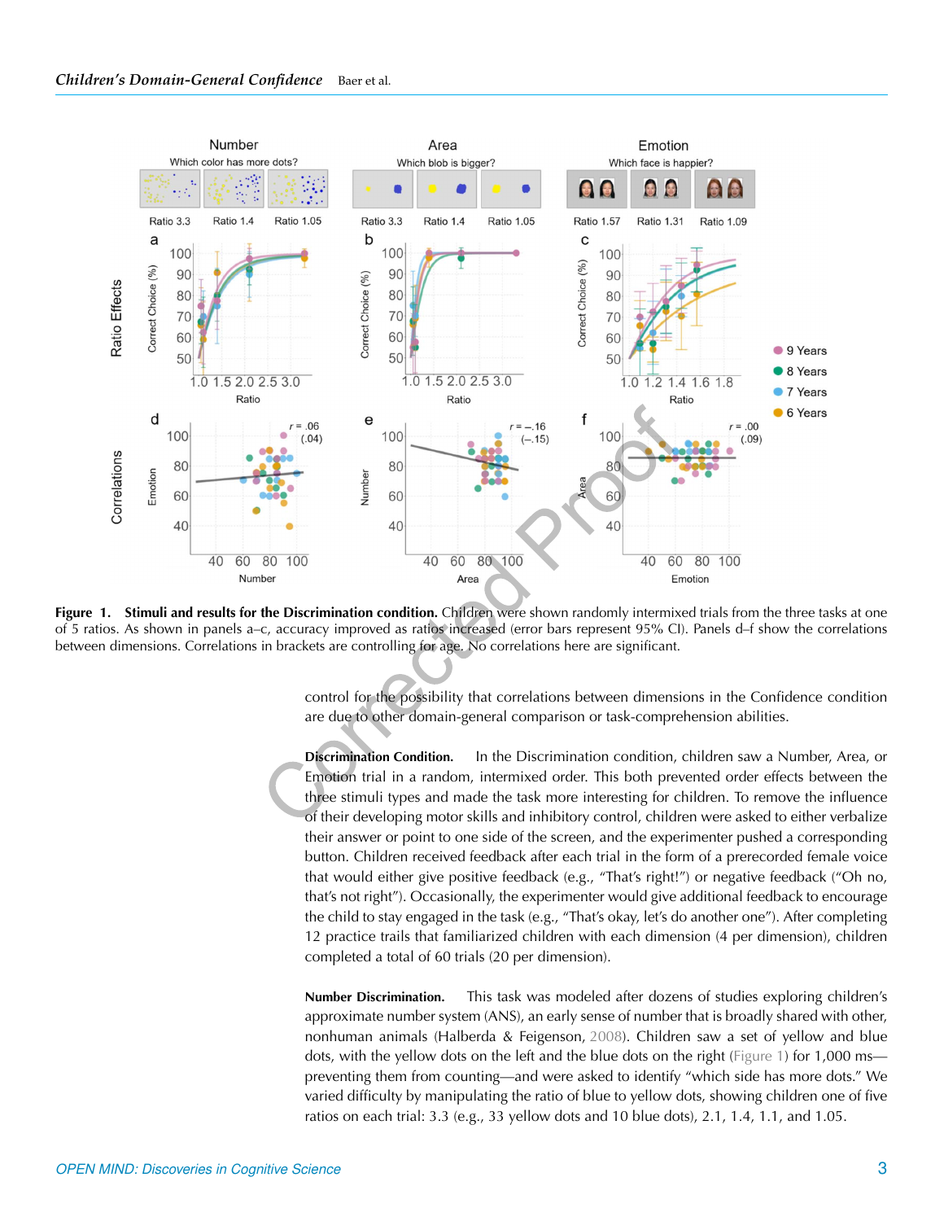**Figure 1. Stimuli and results for the Discrimination condition.** Children were shown randomly intermixed trials from the three tasks at one of 5 ratios. As shown in panels a–c, accuracy improved as ratios increased (error bars represent 95% CI). Panels d–f show the correlations between dimensions. Correlations in brackets are controlling for age. No correlations here are significant.

control for the possibility that correlations between dimensions in the Confidence condition are due to other domain-general comparison or task-comprehension abilities.

**Discrimination Condition.** In the Discrimination condition, children saw a Number, Area, or Emotion trial in a random, intermixed order. This both prevented order effects between the three stimuli types and made the task more interesting for children. To remove the influence of their developing motor skills and inhibitory control, children were asked to either verbalize their answer or point to one side of the screen, and the experimenter pushed a corresponding button. Children received feedback after each trial in the form of a prerecorded female voice that would either give positive feedback (e.g., "That's right!") or negative feedback ("Oh no, that's not right"). Occasionally, the experimenter would give additional feedback to encourage the child to stay engaged in the task (e.g., "That's okay, let's do another one"). After completing 12 practice trails that familiarized children with each dimension (4 per dimension), children completed a total of 60 trials (20 per dimension).

**Number Discrimination.** This task was modeled after dozens of studies exploring children's approximate number system (ANS), an early sense of number that is broadly shared with other, nonhuman animals (Halberda & Feigenson, 2008). Children saw a set of yellow and blue dots, with the yellow dots on the left and the blue dots on the right (Figure 1) for 1,000 ms—preventing them from counting—and were asked to identify "which side has more dots." We varied difficulty by manipulating the ratio of blue to yellow dots, showing children one of five ratios on each trial: 3.3 (e.g., 33 yellow dots and 10 blue dots), 2.1, 1.4, 1.1, and 1.05.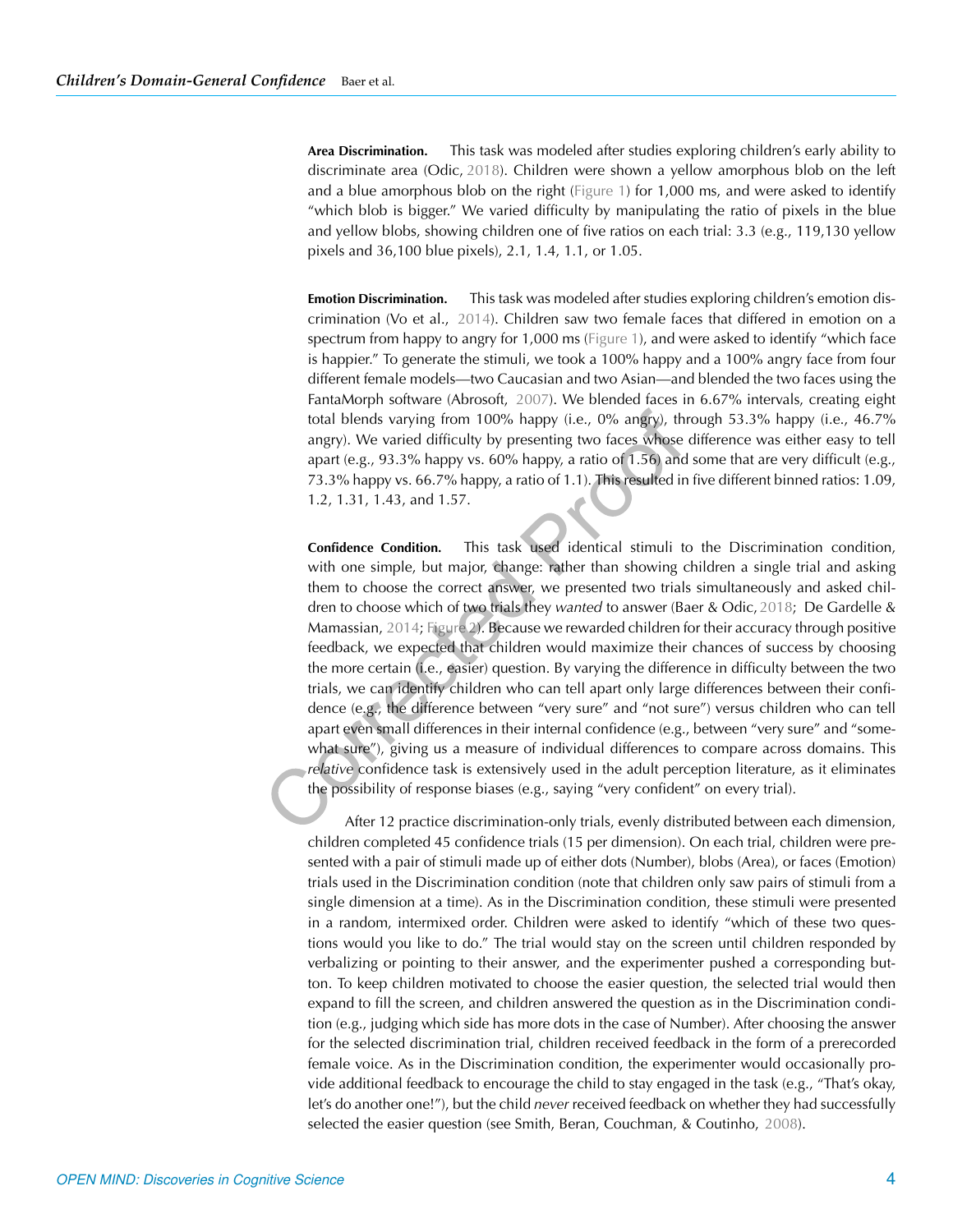**Area Discrimination.** This task was modeled after studies exploring children's early ability to discriminate area (Odic, 2018). Children were shown a yellow amorphous blob on the left and a blue amorphous blob on the right (Figure 1) for 1,000 ms, and were asked to identify "which blob is bigger." We varied difficulty by manipulating the ratio of pixels in the blue and yellow blobs, showing children one of five ratios on each trial: 3.3 (e.g., 119,130 yellow pixels and 36,100 blue pixels), 2.1, 1.4, 1.1, or 1.05.

**Emotion Discrimination.** This task was modeled after studies exploring children's emotion discrimination (Vo et al., 2014). Children saw two female faces that differed in emotion on a spectrum from happy to angry for 1,000 ms (Figure 1), and were asked to identify "which face is happier." To generate the stimuli, we took a 100% happy and a 100% angry face from four different female models—two Caucasian and two Asian—and blended the two faces using the FantaMorph software (Abrosoft, 2007). We blended faces in 6.67% intervals, creating eight total blends varying from 100% happy (i.e., 0% angry), through 53.3% happy (i.e., 46.7% angry). We varied difficulty by presenting two faces whose difference was either easy to tell apart (e.g., 93.3% happy vs. 60% happy, a ratio of 1.56) and some that are very difficult (e.g., 73.3% happy vs. 66.7% happy, a ratio of 1.1). This resulted in five different binned ratios: 1.09, 1.2, 1.31, 1.43, and 1.57.

**Confidence Condition.** This task used identical stimuli to the Discrimination condition, with one simple, but major, change: rather than showing children a single trial and asking them to choose the correct answer, we presented two trials simultaneously and asked children to choose which of two trials they *wanted* to answer (Baer & Odic, 2018; De Gardelle & Mamassian, 2014; Figure 2). Because we rewarded children for their accuracy through positive feedback, we expected that children would maximize their chances of success by choosing the more certain (i.e., easier) question. By varying the difference in difficulty between the two trials, we can identify children who can tell apart only large differences between their confidence (e.g., the difference between "very sure" and "not sure") versus children who can tell apart even small differences in their internal confidence (e.g., between "very sure" and "somewhat sure"), giving us a measure of individual differences to compare across domains. This *relative* confidence task is extensively used in the adult perception literature, as it eliminates the possibility of response biases (e.g., saying "very confident" on every trial).

After 12 practice discrimination-only trials, evenly distributed between each dimension, children completed 45 confidence trials (15 per dimension). On each trial, children were presented with a pair of stimuli made up of either dots (Number), blobs (Area), or faces (Emotion) trials used in the Discrimination condition (note that children only saw pairs of stimuli from a single dimension at a time). As in the Discrimination condition, these stimuli were presented in a random, intermixed order. Children were asked to identify "which of these two questions would you like to do." The trial would stay on the screen until children responded by verbalizing or pointing to their answer, and the experimenter pushed a corresponding button. To keep children motivated to choose the easier question, the selected trial would then expand to fill the screen, and children answered the question as in the Discrimination condition (e.g., judging which side has more dots in the case of Number). After choosing the answer for the selected discrimination trial, children received feedback in the form of a prerecorded female voice. As in the Discrimination condition, the experimenter would occasionally provide additional feedback to encourage the child to stay engaged in the task (e.g., "That's okay, let's do another one!"), but the child *never* received feedback on whether they had successfully selected the easier question (see Smith, Beran, Couchman, & Coutinho, 2008).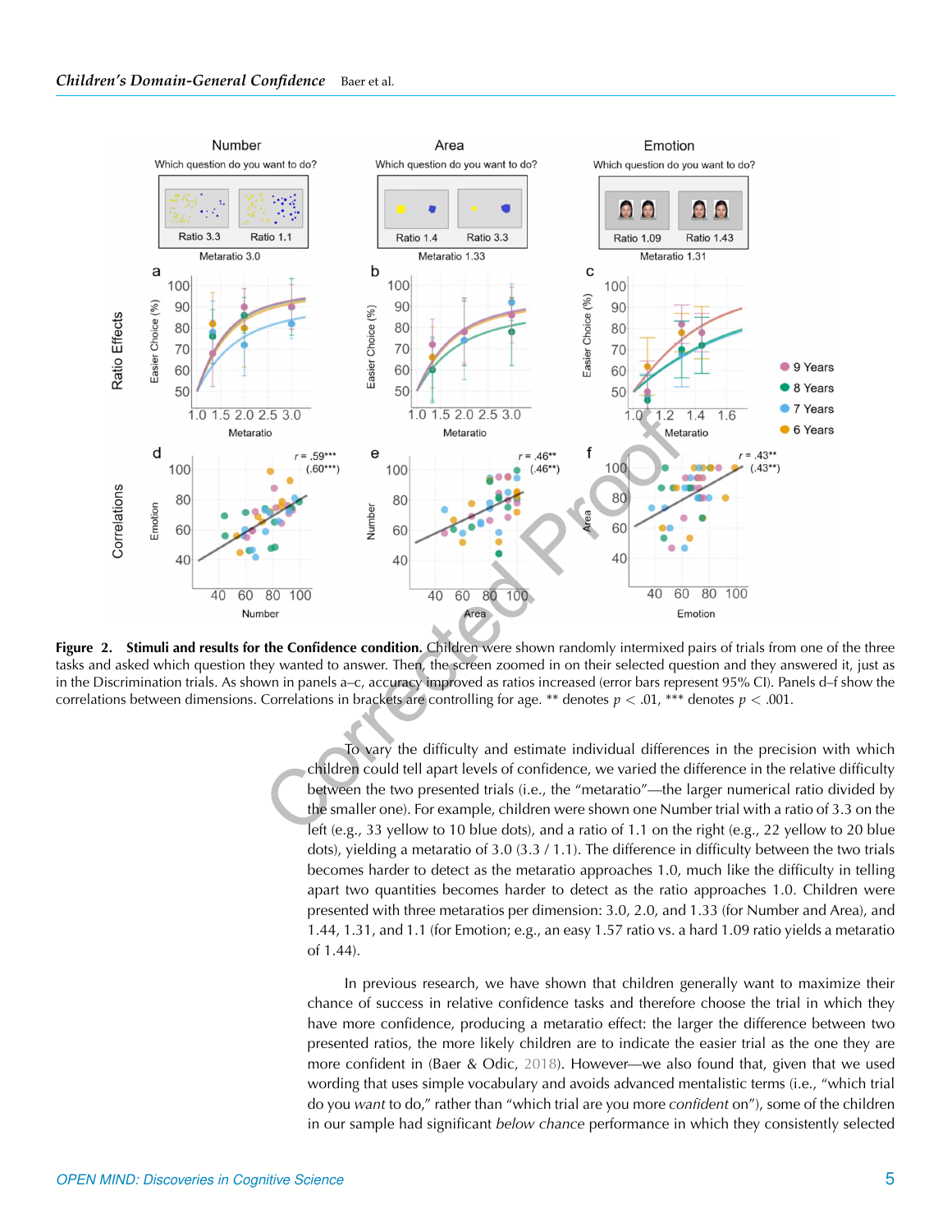**Figure 2. Stimuli and results for the Confidence condition.** Children were shown randomly intermixed pairs of trials from one of the three tasks and asked which question they wanted to answer. Then, the screen zoomed in on their selected question and they answered it, just as in the Discrimination trials. As shown in panels a–c, accuracy improved as ratios increased (error bars represent 95% CI). Panels d–f show the correlations between dimensions. Correlations in brackets are controlling for age. ** denotes $p < .01$, *** denotes $p < .001$.

To vary the difficulty and estimate individual differences in the precision with which children could tell apart levels of confidence, we varied the difference in the relative difficulty between the two presented trials (i.e., the "metaratio"—the larger numerical ratio divided by the smaller one). For example, children were shown one Number trial with a ratio of 3.3 on the left (e.g., 33 yellow to 10 blue dots), and a ratio of 1.1 on the right (e.g., 22 yellow to 20 blue dots), yielding a metaratio of 3.0 (3.3 / 1.1). The difference in difficulty between the two trials becomes harder to detect as the metaratio approaches 1.0, much like the difficulty in telling apart two quantities becomes harder to detect as the ratio approaches 1.0. Children were presented with three metaratios per dimension: 3.0, 2.0, and 1.33 (for Number and Area), and 1.44, 1.31, and 1.1 (for Emotion; e.g., an easy 1.57 ratio vs. a hard 1.09 ratio yields a metaratio of 1.44).

In previous research, we have shown that children generally want to maximize their chance of success in relative confidence tasks and therefore choose the trial in which they have more confidence, producing a metaratio effect: the larger the difference between two presented ratios, the more likely children are to indicate the easier trial as the one they are more confident in (Baer & Odic, 2018). However—we also found that, given that we used wording that uses simple vocabulary and avoids advanced mentalistic terms (i.e., "which trial do you *want* to do," rather than "which trial are you more *confident* on"), some of the children in our sample had significant *below chance* performance in which they consistently selected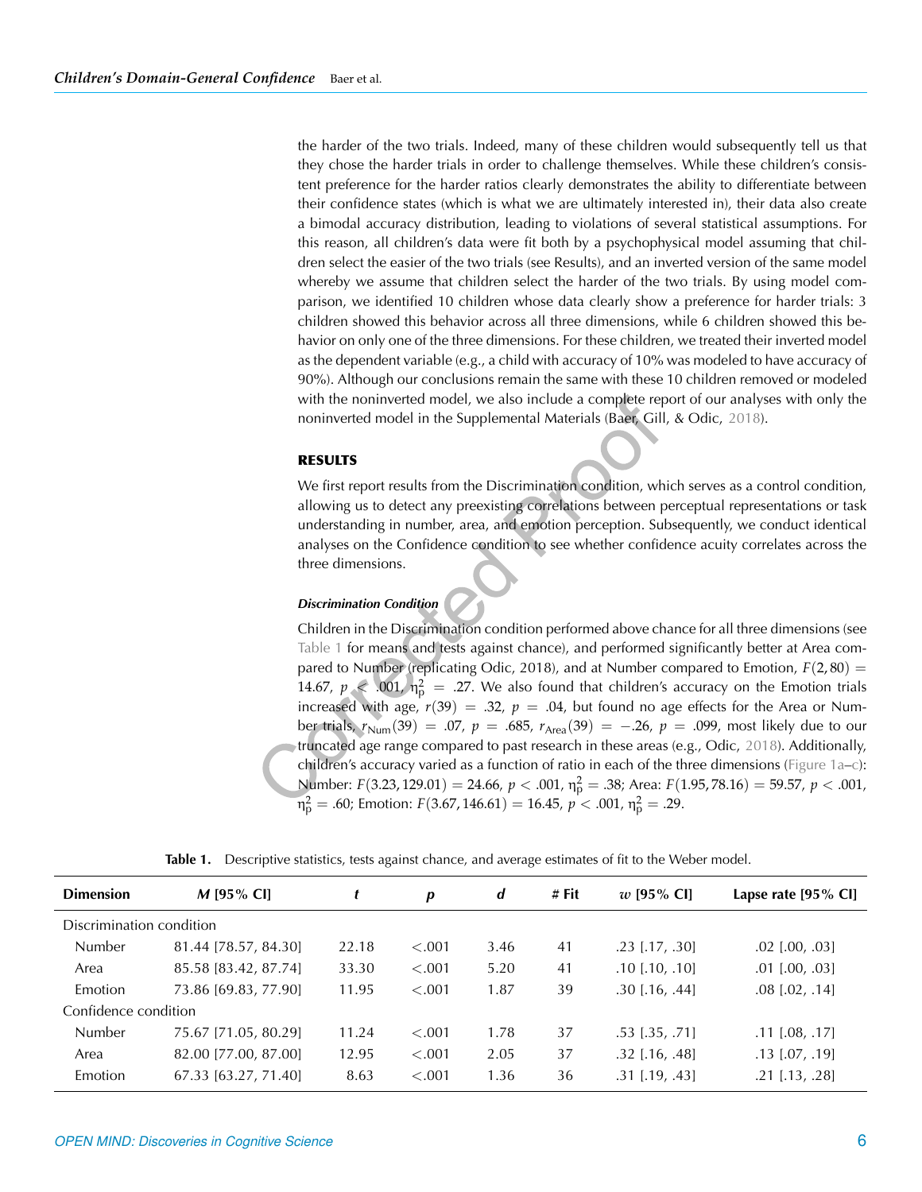the harder of the two trials. Indeed, many of these children would subsequently tell us that they chose the harder trials in order to challenge themselves. While these children's consistent preference for the harder ratios clearly demonstrates the ability to differentiate between their confidence states (which is what we are ultimately interested in), their data also create a bimodal accuracy distribution, leading to violations of several statistical assumptions. For this reason, all children's data were fit both by a psychophysical model assuming that children select the easier of the two trials (see Results), and an inverted version of the same model whereby we assume that children select the harder of the two trials. By using model comparison, we identified 10 children whose data clearly show a preference for harder trials: 3 children showed this behavior across all three dimensions, while 6 children showed this behavior on only one of the three dimensions. For these children, we treated their inverted model as the dependent variable (e.g., a child with accuracy of 10% was modeled to have accuracy of 90%). Although our conclusions remain the same with these 10 children removed or modeled with the noninverted model, we also include a complete report of our analyses with only the noninverted model in the Supplemental Materials (Baer, Gill, & Odic, 2018).

## RESULTS

We first report results from the Discrimination condition, which serves as a control condition, allowing us to detect any preexisting correlations between perceptual representations or task understanding in number, area, and emotion perception. Subsequently, we conduct identical analyses on the Confidence condition to see whether confidence acuity correlates across the three dimensions.

### *Discrimination Condition*

Children in the Discrimination condition performed above chance for all three dimensions (see Table 1 for means and tests against chance), and performed significantly better at Area compared to Number (replicating Odic, 2018), and at Number compared to Emotion, $F(2, 80) = 14.67$, $p < .001$, $\eta_p^2 = .27$. We also found that children's accuracy on the Emotion trials increased with age, $r(39) = .32$, $p = .04$, but found no age effects for the Area or Number trials, $r_{\text{Num}}(39) = .07$, $p = .685$, $r_{\text{Area}}(39) = -.26$, $p = .099$, most likely due to our truncated age range compared to past research in these areas (e.g., Odic, 2018). Additionally, children's accuracy varied as a function of ratio in each of the three dimensions (Figure 1a–c): Number: $F(3.23, 129.01) = 24.66$, $p < .001$, $\eta_p^2 = .38$; Area: $F(1.95, 78.16) = 59.57$, $p < .001$, $\eta_p^2 = .60$; Emotion: $F(3.67, 146.61) = 16.45$, $p < .001$, $\eta_p^2 = .29$.

**Table 1.** Descriptive statistics, tests against chance, and average estimates of fit to the Weber model.

| Dimension | *M* [95% CI] | *t* | *p* | *d* | # Fit | *w* [95% CI] | Lapse rate [95% CI] |
|---|---|---|---|---|---|---|---|
| Discrimination condition | | | | | | | |
| Number | 81.44 [78.57, 84.30] | 22.18 | <.001 | 3.46 | 41 | .23 [.17, .30] | .02 [.00, .03] |
| Area | 85.58 [83.42, 87.74] | 33.30 | <.001 | 5.20 | 41 | .10 [.10, .10] | .01 [.00, .03] |
| Emotion | 73.86 [69.83, 77.90] | 11.95 | <.001 | 1.87 | 39 | .30 [.16, .44] | .08 [.02, .14] |
| Confidence condition | | | | | | | |
| Number | 75.67 [71.05, 80.29] | 11.24 | <.001 | 1.78 | 37 | .53 [.35, .71] | .11 [.08, .17] |
| Area | 82.00 [77.00, 87.00] | 12.95 | <.001 | 2.05 | 37 | .32 [.16, .48] | .13 [.07, .19] |
| Emotion | 67.33 [63.27, 71.40] | 8.63 | <.001 | 1.36 | 36 | .31 [.19, .43] | .21 [.13, .28] |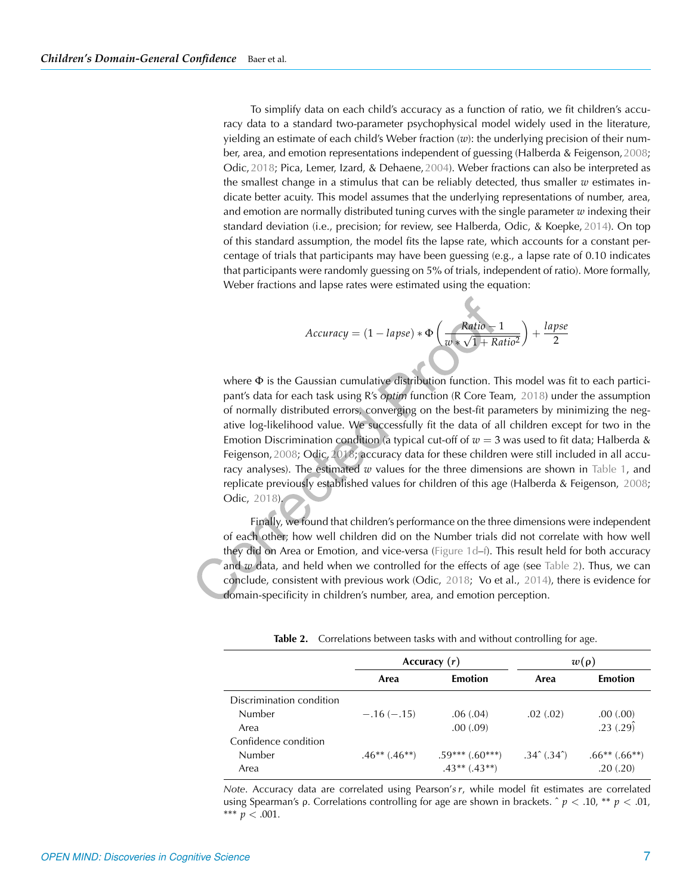To simplify data on each child's accuracy as a function of ratio, we fit children's accuracy data to a standard two-parameter psychophysical model widely used in the literature, yielding an estimate of each child's Weber fraction ($w$): the underlying precision of their number, area, and emotion representations independent of guessing (Halberda & Feigenson, 2008; Odic, 2018; Pica, Lemer, Izard, & Dehaene, 2004). Weber fractions can also be interpreted as the smallest change in a stimulus that can be reliably detected, thus smaller $w$ estimates indicate better acuity. This model assumes that the underlying representations of number, area, and emotion are normally distributed tuning curves with the single parameter $w$ indexing their standard deviation (i.e., precision; for review, see Halberda, Odic, & Koepke, 2014). On top of this standard assumption, the model fits the lapse rate, which accounts for a constant percentage of trials that participants may have been guessing (e.g., a lapse rate of 0.10 indicates that participants were randomly guessing on 5% of trials, independent of ratio). More formally, Weber fractions and lapse rates were estimated using the equation:

$$Accuracy = (1 - lapse) * \Phi\left(\frac{Ratio - 1}{w * \sqrt{1 + Ratio^2}}\right) + \frac{lapse}{2}$$

where $\Phi$ is the Gaussian cumulative distribution function. This model was fit to each participant's data for each task using R's *optim* function (R Core Team, 2018) under the assumption of normally distributed errors, converging on the best-fit parameters by minimizing the negative log-likelihood value. We successfully fit the data of all children except for two in the Emotion Discrimination condition (a typical cut-off of $w = 3$ was used to fit data; Halberda & Feigenson, 2008; Odic, 2018; accuracy data for these children were still included in all accuracy analyses). The estimated $w$ values for the three dimensions are shown in Table 1, and replicate previously established values for children of this age (Halberda & Feigenson, 2008; Odic, 2018).

Finally, we found that children's performance on the three dimensions were independent of each other; how well children did on the Number trials did not correlate with how well they did on Area or Emotion, and vice-versa (Figure 1d–f). This result held for both accuracy and $w$ data, and held when we controlled for the effects of age (see Table 2). Thus, we can conclude, consistent with previous work (Odic, 2018; Vo et al., 2014), there is evidence for domain-specificity in children's number, area, and emotion perception.

**Table 2.** Correlations between tasks with and without controlling for age.

| | Accuracy ($r$) | | $w(\rho)$ | |
|---|---|---|---|---|
| | **Area** | **Emotion** | **Area** | **Emotion** |
| Discrimination condition | | | | |
| Number | −.16 (−.15) | .06 (.04) | .02 (.02) | .00 (.00) |
| Area | | .00 (.09) | | .23 (.29^) |
| Confidence condition | | | | |
| Number | .46** (.46**) | .59*** (.60***) | .34^ (.34^) | .66** (.66**) |
| Area | | .43** (.43**) | | .20 (.20) |

*Note*. Accuracy data are correlated using Pearson's $r$, while model fit estimates are correlated using Spearman's $\rho$. Correlations controlling for age are shown in brackets. ^ $p < .10$, ** $p < .01$, *** $p < .001$.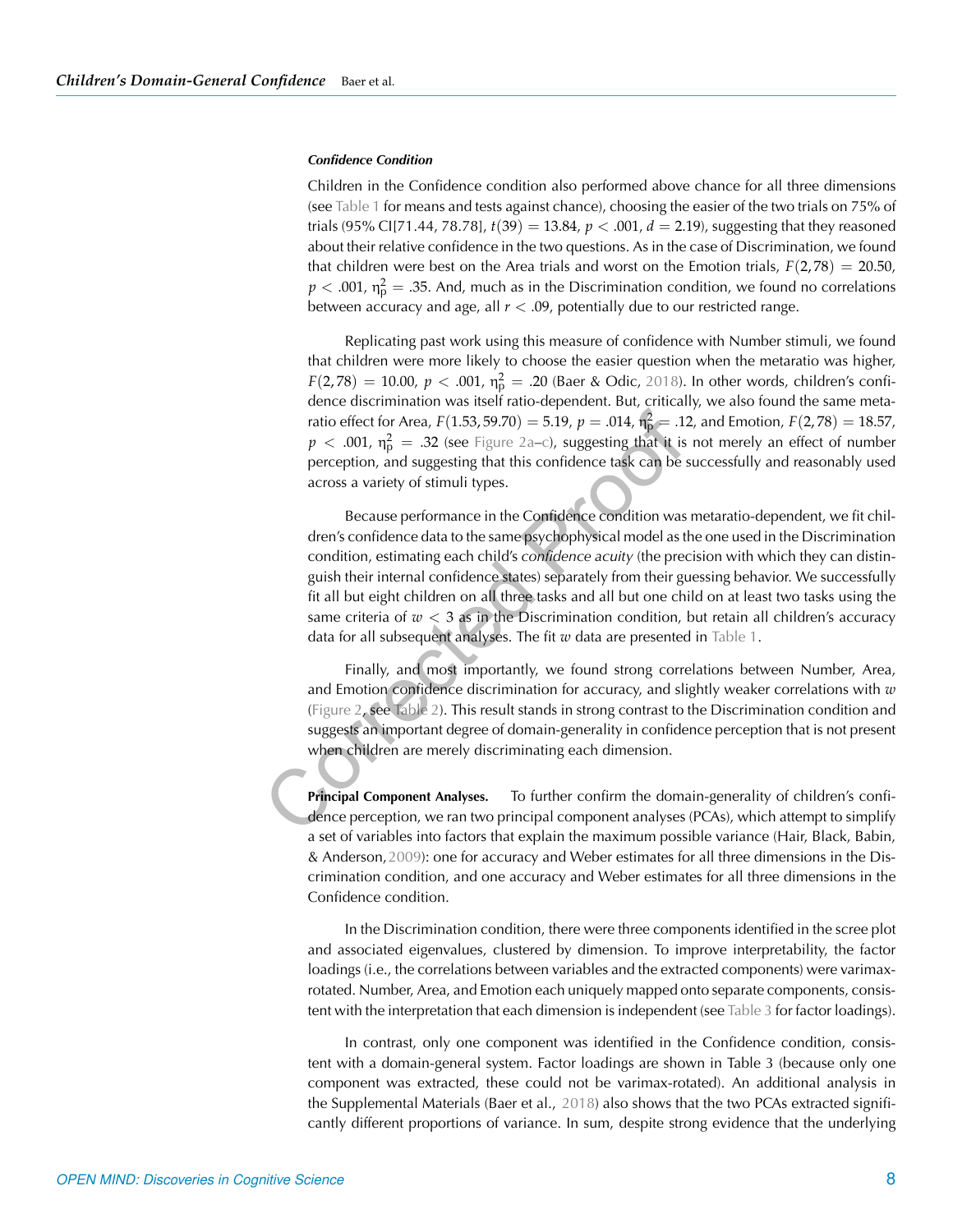#### *Confidence Condition*

Children in the Confidence condition also performed above chance for all three dimensions (see Table 1 for means and tests against chance), choosing the easier of the two trials on 75% of trials (95% CI[71.44, 78.78], $t(39) = 13.84$, $p < .001$, $d = 2.19$), suggesting that they reasoned about their relative confidence in the two questions. As in the case of Discrimination, we found that children were best on the Area trials and worst on the Emotion trials, $F(2, 78) = 20.50$, $p < .001$, $\eta_p^2 = .35$. And, much as in the Discrimination condition, we found no correlations between accuracy and age, all $r < .09$, potentially due to our restricted range.

Replicating past work using this measure of confidence with Number stimuli, we found that children were more likely to choose the easier question when the metaratio was higher, $F(2, 78) = 10.00$, $p < .001$, $\eta_p^2 = .20$ (Baer & Odic, 2018). In other words, children's confidence discrimination was itself ratio-dependent. But, critically, we also found the same metaratio effect for Area, $F(1.53, 59.70) = 5.19$, $p = .014$, $\eta_p^2 = .12$, and Emotion, $F(2, 78) = 18.57$, $p < .001$, $\eta_p^2 = .32$ (see Figure 2a–c), suggesting that it is not merely an effect of number perception, and suggesting that this confidence task can be successfully and reasonably used across a variety of stimuli types.

Because performance in the Confidence condition was metaratio-dependent, we fit children's confidence data to the same psychophysical model as the one used in the Discrimination condition, estimating each child's *confidence acuity* (the precision with which they can distinguish their internal confidence states) separately from their guessing behavior. We successfully fit all but eight children on all three tasks and all but one child on at least two tasks using the same criteria of $w < 3$ as in the Discrimination condition, but retain all children's accuracy data for all subsequent analyses. The fit $w$ data are presented in Table 1.

Finally, and most importantly, we found strong correlations between Number, Area, and Emotion confidence discrimination for accuracy, and slightly weaker correlations with $w$ (Figure 2, see Table 2). This result stands in strong contrast to the Discrimination condition and suggests an important degree of domain-generality in confidence perception that is not present when children are merely discriminating each dimension.

**Principal Component Analyses.** To further confirm the domain-generality of children's confidence perception, we ran two principal component analyses (PCAs), which attempt to simplify a set of variables into factors that explain the maximum possible variance (Hair, Black, Babin, & Anderson, 2009): one for accuracy and Weber estimates for all three dimensions in the Discrimination condition, and one accuracy and Weber estimates for all three dimensions in the Confidence condition.

In the Discrimination condition, there were three components identified in the scree plot and associated eigenvalues, clustered by dimension. To improve interpretability, the factor loadings (i.e., the correlations between variables and the extracted components) were varimax-rotated. Number, Area, and Emotion each uniquely mapped onto separate components, consistent with the interpretation that each dimension is independent (see Table 3 for factor loadings).

In contrast, only one component was identified in the Confidence condition, consistent with a domain-general system. Factor loadings are shown in Table 3 (because only one component was extracted, these could not be varimax-rotated). An additional analysis in the Supplemental Materials (Baer et al., 2018) also shows that the two PCAs extracted significantly different proportions of variance. In sum, despite strong evidence that the underlying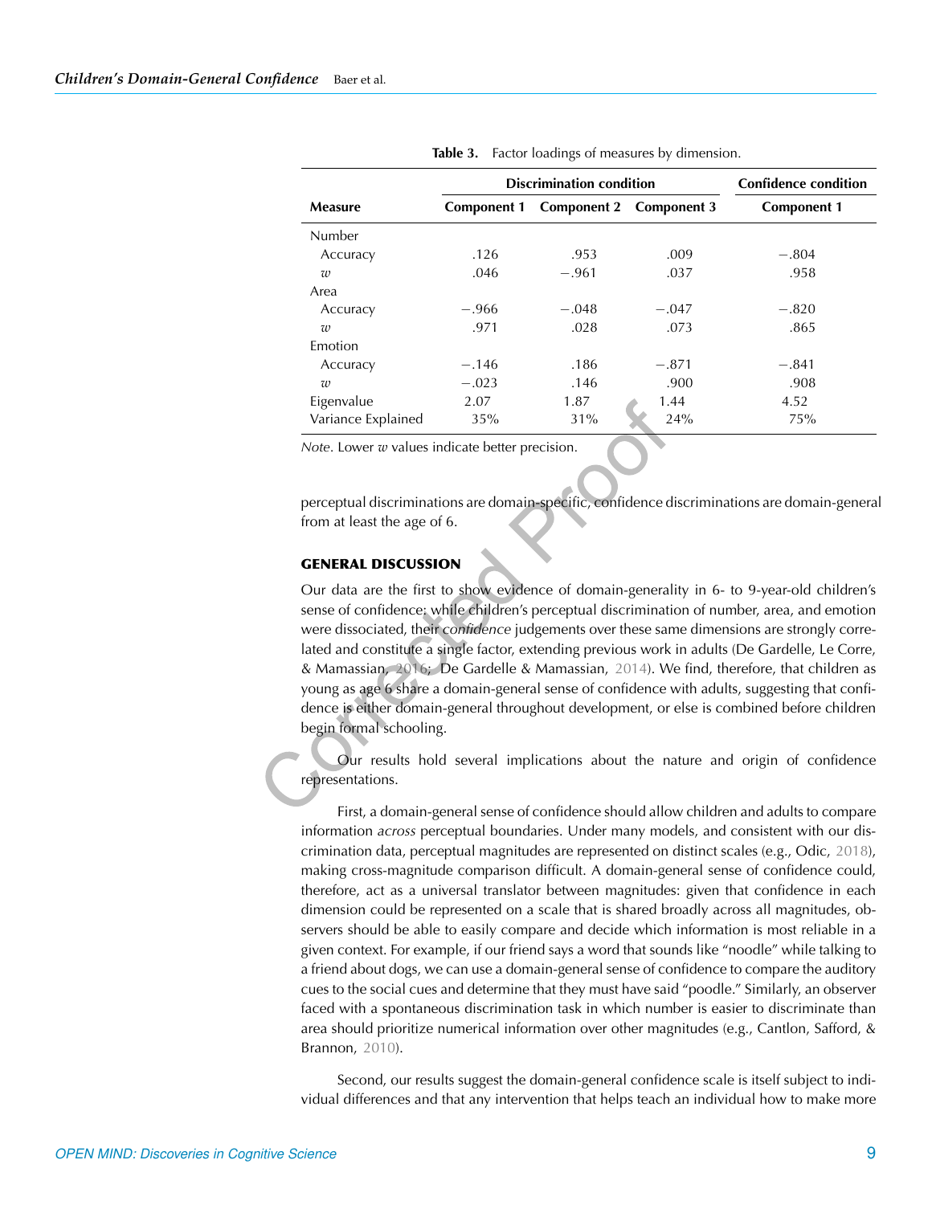**Table 3.** Factor loadings of measures by dimension.

| Measure | Discrimination condition | | | Confidence condition |
|---|---|---|---|---|
| | Component 1 | Component 2 | Component 3 | Component 1 |
| Number | | | | |
| Accuracy | .126 | .953 | .009 | −.804 |
| $w$ | .046 | −.961 | .037 | .958 |
| Area | | | | |
| Accuracy | −.966 | −.048 | −.047 | −.820 |
| $w$ | .971 | .028 | .073 | .865 |
| Emotion | | | | |
| Accuracy | −.146 | .186 | −.871 | −.841 |
| $w$ | −.023 | .146 | .900 | .908 |
| Eigenvalue | 2.07 | 1.87 | 1.44 | 4.52 |
| Variance Explained | 35% | 31% | 24% | 75% |

*Note*. Lower $w$ values indicate better precision.

perceptual discriminations are domain-specific, confidence discriminations are domain-general from at least the age of 6.

## GENERAL DISCUSSION

Our data are the first to show evidence of domain-generality in 6- to 9-year-old children's sense of confidence: while children's perceptual discrimination of number, area, and emotion were dissociated, their *confidence* judgements over these same dimensions are strongly correlated and constitute a single factor, extending previous work in adults (De Gardelle, Le Corre, & Mamassian, 2016; De Gardelle & Mamassian, 2014). We find, therefore, that children as young as age 6 share a domain-general sense of confidence with adults, suggesting that confidence is either domain-general throughout development, or else is combined before children begin formal schooling.

Our results hold several implications about the nature and origin of confidence representations.

First, a domain-general sense of confidence should allow children and adults to compare information *across* perceptual boundaries. Under many models, and consistent with our discrimination data, perceptual magnitudes are represented on distinct scales (e.g., Odic, 2018), making cross-magnitude comparison difficult. A domain-general sense of confidence could, therefore, act as a universal translator between magnitudes: given that confidence in each dimension could be represented on a scale that is shared broadly across all magnitudes, observers should be able to easily compare and decide which information is most reliable in a given context. For example, if our friend says a word that sounds like "noodle" while talking to a friend about dogs, we can use a domain-general sense of confidence to compare the auditory cues to the social cues and determine that they must have said "poodle." Similarly, an observer faced with a spontaneous discrimination task in which number is easier to discriminate than area should prioritize numerical information over other magnitudes (e.g., Cantlon, Safford, & Brannon, 2010).

Second, our results suggest the domain-general confidence scale is itself subject to individual differences and that any intervention that helps teach an individual how to make more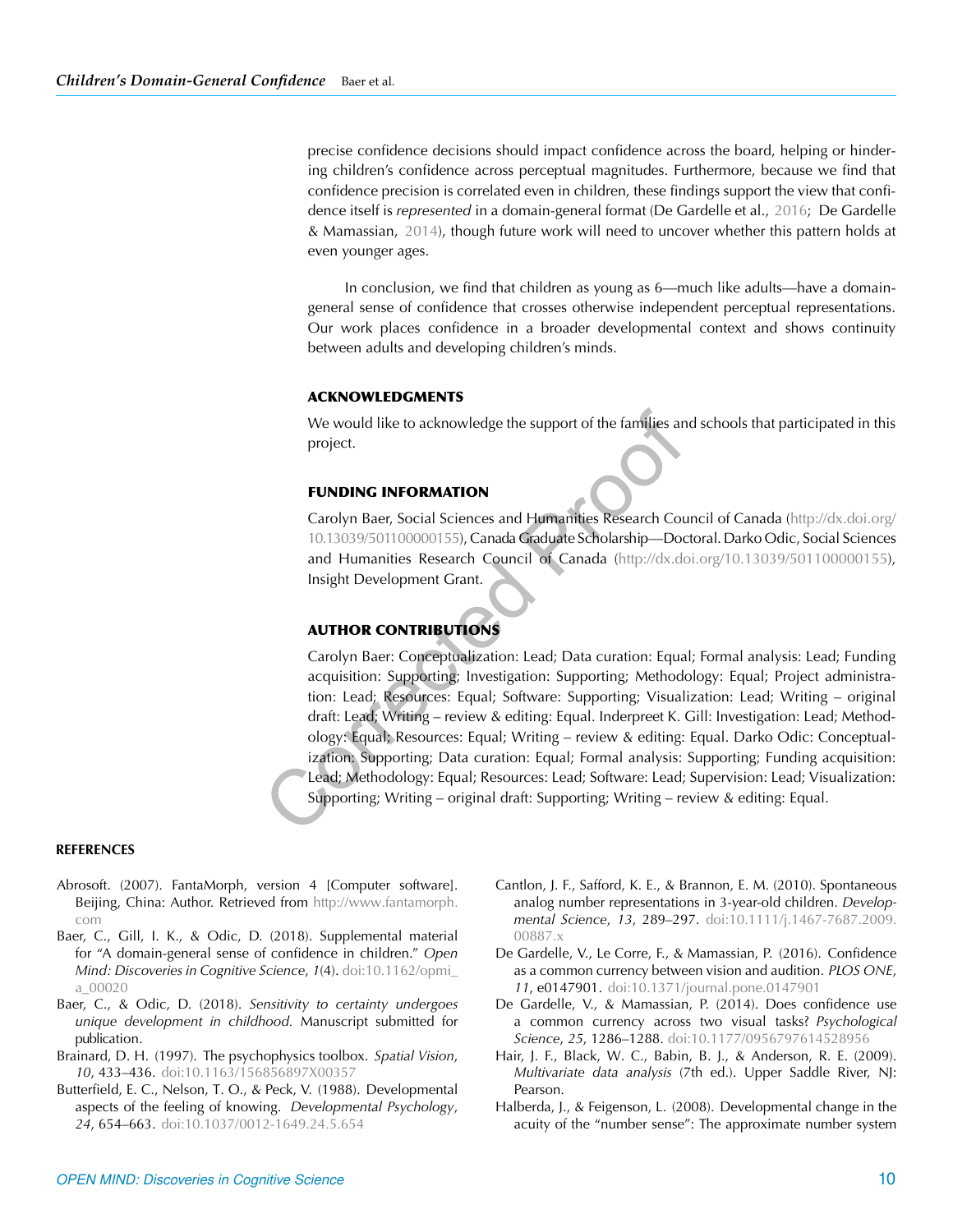precise confidence decisions should impact confidence across the board, helping or hindering children's confidence across perceptual magnitudes. Furthermore, because we find that confidence precision is correlated even in children, these findings support the view that confidence itself is *represented* in a domain-general format (De Gardelle et al., 2016; De Gardelle & Mamassian, 2014), though future work will need to uncover whether this pattern holds at even younger ages.

In conclusion, we find that children as young as 6—much like adults—have a domain-general sense of confidence that crosses otherwise independent perceptual representations. Our work places confidence in a broader developmental context and shows continuity between adults and developing children's minds.

## ACKNOWLEDGMENTS

We would like to acknowledge the support of the families and schools that participated in this project.

## FUNDING INFORMATION

Carolyn Baer, Social Sciences and Humanities Research Council of Canada (http://dx.doi.org/10.13039/501100000155), Canada Graduate Scholarship—Doctoral. Darko Odic, Social Sciences and Humanities Research Council of Canada (http://dx.doi.org/10.13039/501100000155), Insight Development Grant.

## AUTHOR CONTRIBUTIONS

Carolyn Baer: Conceptualization: Lead; Data curation: Equal; Formal analysis: Lead; Funding acquisition: Supporting; Investigation: Supporting; Methodology: Equal; Project administration: Lead; Resources: Equal; Software: Supporting; Visualization: Lead; Writing – original draft: Lead; Writing – review & editing: Equal. Inderpreet K. Gill: Investigation: Lead; Methodology: Equal; Resources: Equal; Writing – review & editing: Equal. Darko Odic: Conceptualization: Supporting; Data curation: Equal; Formal analysis: Supporting; Funding acquisition: Lead; Methodology: Equal; Resources: Lead; Software: Lead; Supervision: Lead; Visualization: Supporting; Writing – original draft: Supporting; Writing – review & editing: Equal.

## REFERENCES

Abrosoft. (2007). FantaMorph, version 4 [Computer software]. Beijing, China: Author. Retrieved from http://www.fantamorph.com

Baer, C., Gill, I. K., & Odic, D. (2018). Supplemental material for "A domain-general sense of confidence in children." *Open Mind: Discoveries in Cognitive Science*, *1*(4). doi:10.1162/opmi_a_00020

Baer, C., & Odic, D. (2018). *Sensitivity to certainty undergoes unique development in childhood.* Manuscript submitted for publication.

Brainard, D. H. (1997). The psychophysics toolbox. *Spatial Vision*, *10*, 433–436. doi:10.1163/156856897X00357

Butterfield, E. C., Nelson, T. O., & Peck, V. (1988). Developmental aspects of the feeling of knowing. *Developmental Psychology*, *24*, 654–663. doi:10.1037/0012-1649.24.5.654

Cantlon, J. F., Safford, K. E., & Brannon, E. M. (2010). Spontaneous analog number representations in 3-year-old children. *Developmental Science*, *13*, 289–297. doi:10.1111/j.1467-7687.2009.00887.x

De Gardelle, V., Le Corre, F., & Mamassian, P. (2016). Confidence as a common currency between vision and audition. *PLOS ONE*, *11*, e0147901. doi:10.1371/journal.pone.0147901

De Gardelle, V., & Mamassian, P. (2014). Does confidence use a common currency across two visual tasks? *Psychological Science*, *25*, 1286–1288. doi:10.1177/0956797614528956

Hair, J. F., Black, W. C., Babin, B. J., & Anderson, R. E. (2009). *Multivariate data analysis* (7th ed.). Upper Saddle River, NJ: Pearson.

Halberda, J., & Feigenson, L. (2008). Developmental change in the acuity of the "number sense": The approximate number system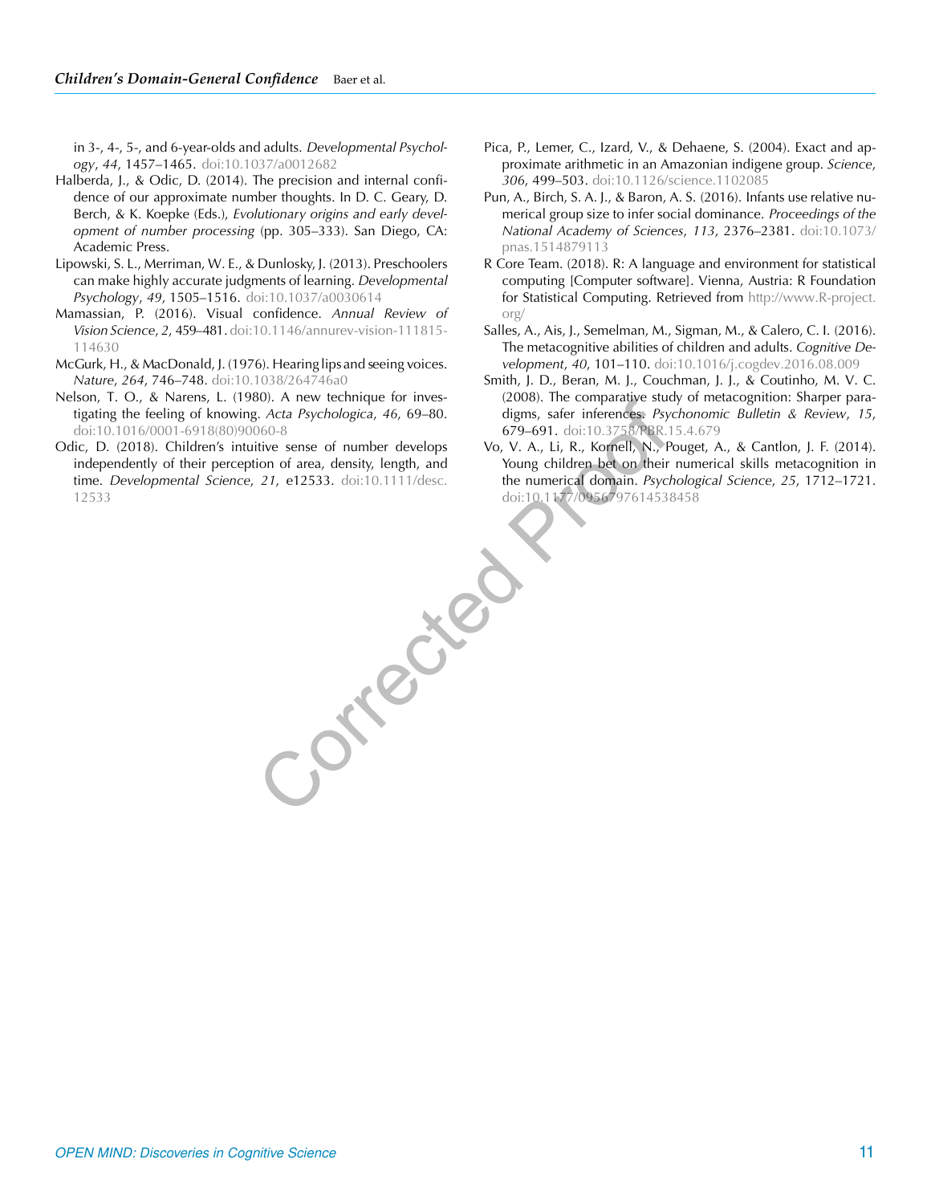in 3-, 4-, 5-, and 6-year-olds and adults. *Developmental Psychology*, *44*, 1457–1465. doi:10.1037/a0012682

Halberda, J., & Odic, D. (2014). The precision and internal confidence of our approximate number thoughts. In D. C. Geary, D. Berch, & K. Koepke (Eds.), *Evolutionary origins and early development of number processing* (pp. 305–333). San Diego, CA: Academic Press.

Lipowski, S. L., Merriman, W. E., & Dunlosky, J. (2013). Preschoolers can make highly accurate judgments of learning. *Developmental Psychology*, *49*, 1505–1516. doi:10.1037/a0030614

Mamassian, P. (2016). Visual confidence. *Annual Review of Vision Science*, *2*, 459–481. doi:10.1146/annurev-vision-111815-114630

McGurk, H., & MacDonald, J. (1976). Hearing lips and seeing voices. *Nature*, *264*, 746–748. doi:10.1038/264746a0

Nelson, T. O., & Narens, L. (1980). A new technique for investigating the feeling of knowing. *Acta Psychologica*, *46*, 69–80. doi:10.1016/0001-6918(80)90060-8

Odic, D. (2018). Children's intuitive sense of number develops independently of their perception of area, density, length, and time. *Developmental Science*, *21*, e12533. doi:10.1111/desc.12533

Pica, P., Lemer, C., Izard, V., & Dehaene, S. (2004). Exact and approximate arithmetic in an Amazonian indigene group. *Science*, *306*, 499–503. doi:10.1126/science.1102085

Pun, A., Birch, S. A. J., & Baron, A. S. (2016). Infants use relative numerical group size to infer social dominance. *Proceedings of the National Academy of Sciences*, *113*, 2376–2381. doi:10.1073/pnas.1514879113

R Core Team. (2018). R: A language and environment for statistical computing [Computer software]. Vienna, Austria: R Foundation for Statistical Computing. Retrieved from http://www.R-project.org/

Salles, A., Ais, J., Semelman, M., Sigman, M., & Calero, C. I. (2016). The metacognitive abilities of children and adults. *Cognitive Development*, *40*, 101–110. doi:10.1016/j.cogdev.2016.08.009

Smith, J. D., Beran, M. J., Couchman, J. J., & Coutinho, M. V. C. (2008). The comparative study of metacognition: Sharper paradigms, safer inferences. *Psychonomic Bulletin & Review*, *15*, 679–691. doi:10.3758/PBR.15.4.679

Vo, V. A., Li, R., Kornell, N., Pouget, A., & Cantlon, J. F. (2014). Young children bet on their numerical skills metacognition in the numerical domain. *Psychological Science*, *25*, 1712–1721. doi:10.1177/0956797614538458